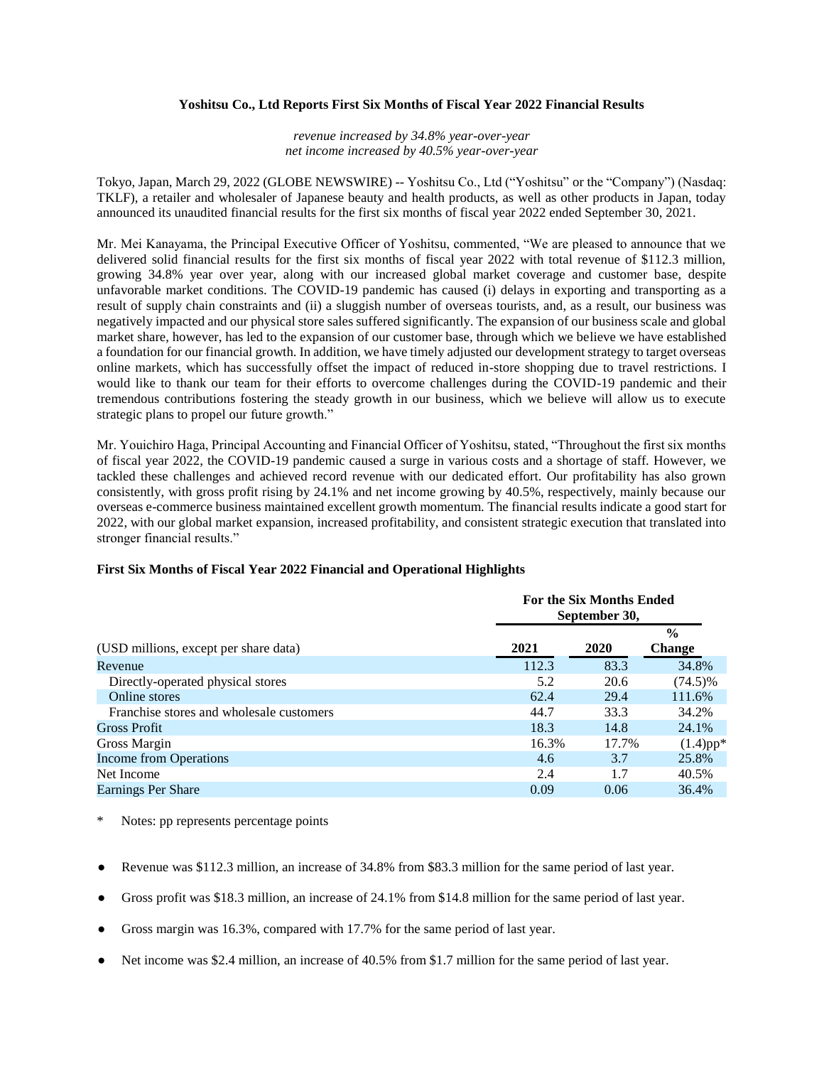# Yoshitsu Co., Ltd Reports First Six Months of Fiscal Year 2022 Financial Results

*revenue increased by 34.8% year-over-year*
*net income increased by 40.5% year-over-year*

Tokyo, Japan, March 29, 2022 (GLOBE NEWSWIRE) -- Yoshitsu Co., Ltd ("Yoshitsu" or the "Company") (Nasdaq: TKLF), a retailer and wholesaler of Japanese beauty and health products, as well as other products in Japan, today announced its unaudited financial results for the first six months of fiscal year 2022 ended September 30, 2021.

Mr. Mei Kanayama, the Principal Executive Officer of Yoshitsu, commented, "We are pleased to announce that we delivered solid financial results for the first six months of fiscal year 2022 with total revenue of $112.3 million, growing 34.8% year over year, along with our increased global market coverage and customer base, despite unfavorable market conditions. The COVID-19 pandemic has caused (i) delays in exporting and transporting as a result of supply chain constraints and (ii) a sluggish number of overseas tourists, and, as a result, our business was negatively impacted and our physical store sales suffered significantly. The expansion of our business scale and global market share, however, has led to the expansion of our customer base, through which we believe we have established a foundation for our financial growth. In addition, we have timely adjusted our development strategy to target overseas online markets, which has successfully offset the impact of reduced in-store shopping due to travel restrictions. I would like to thank our team for their efforts to overcome challenges during the COVID-19 pandemic and their tremendous contributions fostering the steady growth in our business, which we believe will allow us to execute strategic plans to propel our future growth."

Mr. Youichiro Haga, Principal Accounting and Financial Officer of Yoshitsu, stated, "Throughout the first six months of fiscal year 2022, the COVID-19 pandemic caused a surge in various costs and a shortage of staff. However, we tackled these challenges and achieved record revenue with our dedicated effort. Our profitability has also grown consistently, with gross profit rising by 24.1% and net income growing by 40.5%, respectively, mainly because our overseas e-commerce business maintained excellent growth momentum. The financial results indicate a good start for 2022, with our global market expansion, increased profitability, and consistent strategic execution that translated into stronger financial results."

## First Six Months of Fiscal Year 2022 Financial and Operational Highlights

| | For the Six Months Ended September 30, | | |
|---|---|---|---|
| (USD millions, except per share data) | 2021 | 2020 | % Change |
| Revenue | 112.3 | 83.3 | 34.8% |
| Directly-operated physical stores | 5.2 | 20.6 | (74.5)% |
| Online stores | 62.4 | 29.4 | 111.6% |
| Franchise stores and wholesale customers | 44.7 | 33.3 | 34.2% |
| Gross Profit | 18.3 | 14.8 | 24.1% |
| Gross Margin | 16.3% | 17.7% | (1.4)pp* |
| Income from Operations | 4.6 | 3.7 | 25.8% |
| Net Income | 2.4 | 1.7 | 40.5% |
| Earnings Per Share | 0.09 | 0.06 | 36.4% |

\* Notes: pp represents percentage points

- Revenue was $112.3 million, an increase of 34.8% from $83.3 million for the same period of last year.
- Gross profit was $18.3 million, an increase of 24.1% from $14.8 million for the same period of last year.
- Gross margin was 16.3%, compared with 17.7% for the same period of last year.
- Net income was $2.4 million, an increase of 40.5% from $1.7 million for the same period of last year.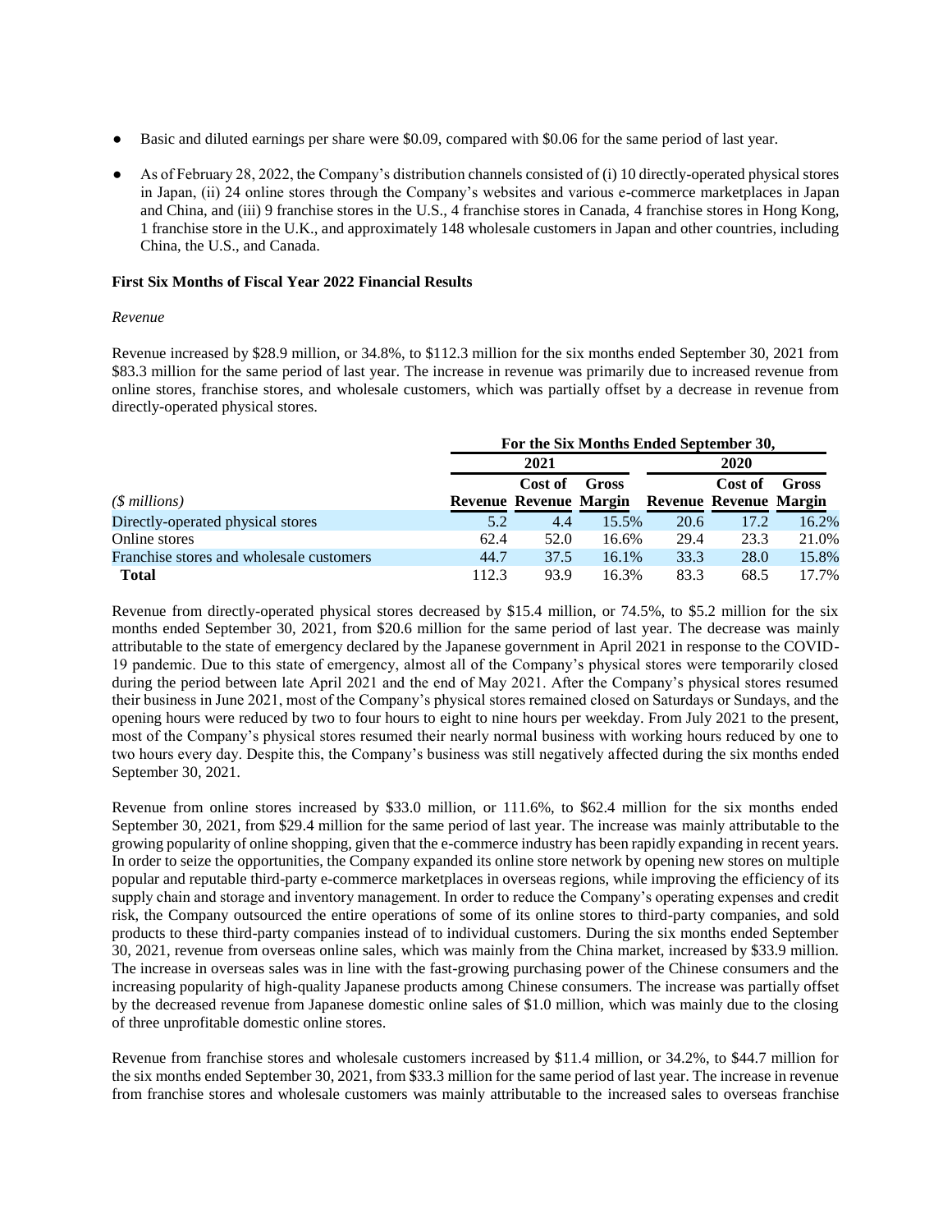- Basic and diluted earnings per share were $0.09, compared with $0.06 for the same period of last year.
- As of February 28, 2022, the Company's distribution channels consisted of (i) 10 directly-operated physical stores in Japan, (ii) 24 online stores through the Company's websites and various e-commerce marketplaces in Japan and China, and (iii) 9 franchise stores in the U.S., 4 franchise stores in Canada, 4 franchise stores in Hong Kong, 1 franchise store in the U.K., and approximately 148 wholesale customers in Japan and other countries, including China, the U.S., and Canada.

**First Six Months of Fiscal Year 2022 Financial Results**

*Revenue*

Revenue increased by $28.9 million, or 34.8%, to $112.3 million for the six months ended September 30, 2021 from $83.3 million for the same period of last year. The increase in revenue was primarily due to increased revenue from online stores, franchise stores, and wholesale customers, which was partially offset by a decrease in revenue from directly-operated physical stores.

| | For the Six Months Ended September 30, | | | | | |
|---|---|---|---|---|---|---|
| | 2021 | | | 2020 | | |
| *($ millions)* | Revenue | Cost of Revenue | Gross Margin | Revenue | Cost of Revenue | Gross Margin |
| Directly-operated physical stores | 5.2 | 4.4 | 15.5% | 20.6 | 17.2 | 16.2% |
| Online stores | 62.4 | 52.0 | 16.6% | 29.4 | 23.3 | 21.0% |
| Franchise stores and wholesale customers | 44.7 | 37.5 | 16.1% | 33.3 | 28.0 | 15.8% |
| **Total** | 112.3 | 93.9 | 16.3% | 83.3 | 68.5 | 17.7% |

Revenue from directly-operated physical stores decreased by $15.4 million, or 74.5%, to $5.2 million for the six months ended September 30, 2021, from $20.6 million for the same period of last year. The decrease was mainly attributable to the state of emergency declared by the Japanese government in April 2021 in response to the COVID-19 pandemic. Due to this state of emergency, almost all of the Company's physical stores were temporarily closed during the period between late April 2021 and the end of May 2021. After the Company's physical stores resumed their business in June 2021, most of the Company's physical stores remained closed on Saturdays or Sundays, and the opening hours were reduced by two to four hours to eight to nine hours per weekday. From July 2021 to the present, most of the Company's physical stores resumed their nearly normal business with working hours reduced by one to two hours every day. Despite this, the Company's business was still negatively affected during the six months ended September 30, 2021.

Revenue from online stores increased by $33.0 million, or 111.6%, to $62.4 million for the six months ended September 30, 2021, from $29.4 million for the same period of last year. The increase was mainly attributable to the growing popularity of online shopping, given that the e-commerce industry has been rapidly expanding in recent years. In order to seize the opportunities, the Company expanded its online store network by opening new stores on multiple popular and reputable third-party e-commerce marketplaces in overseas regions, while improving the efficiency of its supply chain and storage and inventory management. In order to reduce the Company's operating expenses and credit risk, the Company outsourced the entire operations of some of its online stores to third-party companies, and sold products to these third-party companies instead of to individual customers. During the six months ended September 30, 2021, revenue from overseas online sales, which was mainly from the China market, increased by $33.9 million. The increase in overseas sales was in line with the fast-growing purchasing power of the Chinese consumers and the increasing popularity of high-quality Japanese products among Chinese consumers. The increase was partially offset by the decreased revenue from Japanese domestic online sales of $1.0 million, which was mainly due to the closing of three unprofitable domestic online stores.

Revenue from franchise stores and wholesale customers increased by $11.4 million, or 34.2%, to $44.7 million for the six months ended September 30, 2021, from $33.3 million for the same period of last year. The increase in revenue from franchise stores and wholesale customers was mainly attributable to the increased sales to overseas franchise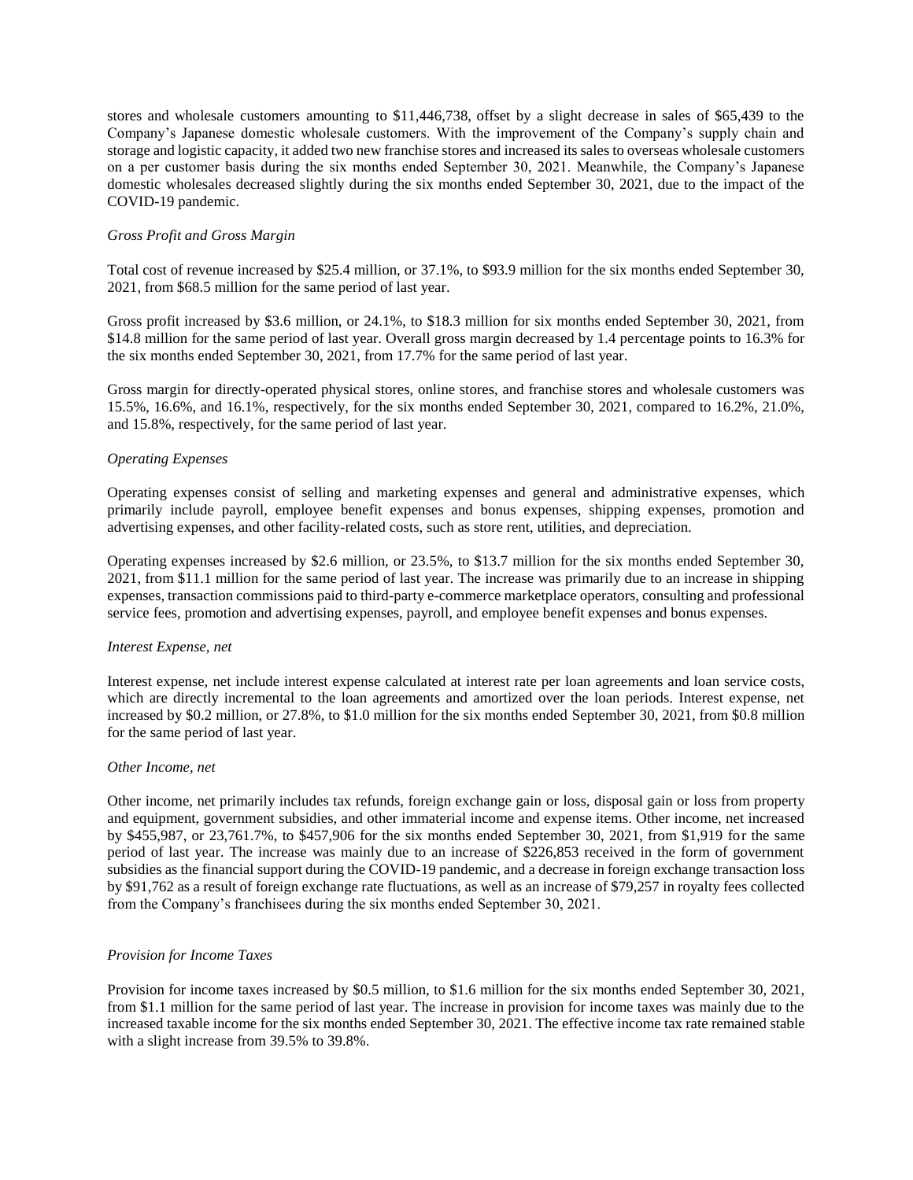stores and wholesale customers amounting to $11,446,738, offset by a slight decrease in sales of $65,439 to the Company's Japanese domestic wholesale customers. With the improvement of the Company's supply chain and storage and logistic capacity, it added two new franchise stores and increased its sales to overseas wholesale customers on a per customer basis during the six months ended September 30, 2021. Meanwhile, the Company's Japanese domestic wholesales decreased slightly during the six months ended September 30, 2021, due to the impact of the COVID-19 pandemic.

*Gross Profit and Gross Margin*

Total cost of revenue increased by $25.4 million, or 37.1%, to $93.9 million for the six months ended September 30, 2021, from $68.5 million for the same period of last year.

Gross profit increased by $3.6 million, or 24.1%, to $18.3 million for six months ended September 30, 2021, from $14.8 million for the same period of last year. Overall gross margin decreased by 1.4 percentage points to 16.3% for the six months ended September 30, 2021, from 17.7% for the same period of last year.

Gross margin for directly-operated physical stores, online stores, and franchise stores and wholesale customers was 15.5%, 16.6%, and 16.1%, respectively, for the six months ended September 30, 2021, compared to 16.2%, 21.0%, and 15.8%, respectively, for the same period of last year.

*Operating Expenses*

Operating expenses consist of selling and marketing expenses and general and administrative expenses, which primarily include payroll, employee benefit expenses and bonus expenses, shipping expenses, promotion and advertising expenses, and other facility-related costs, such as store rent, utilities, and depreciation.

Operating expenses increased by $2.6 million, or 23.5%, to $13.7 million for the six months ended September 30, 2021, from $11.1 million for the same period of last year. The increase was primarily due to an increase in shipping expenses, transaction commissions paid to third-party e-commerce marketplace operators, consulting and professional service fees, promotion and advertising expenses, payroll, and employee benefit expenses and bonus expenses.

*Interest Expense, net*

Interest expense, net include interest expense calculated at interest rate per loan agreements and loan service costs, which are directly incremental to the loan agreements and amortized over the loan periods. Interest expense, net increased by $0.2 million, or 27.8%, to $1.0 million for the six months ended September 30, 2021, from $0.8 million for the same period of last year.

*Other Income, net*

Other income, net primarily includes tax refunds, foreign exchange gain or loss, disposal gain or loss from property and equipment, government subsidies, and other immaterial income and expense items. Other income, net increased by $455,987, or 23,761.7%, to $457,906 for the six months ended September 30, 2021, from $1,919 for the same period of last year. The increase was mainly due to an increase of $226,853 received in the form of government subsidies as the financial support during the COVID-19 pandemic, and a decrease in foreign exchange transaction loss by $91,762 as a result of foreign exchange rate fluctuations, as well as an increase of $79,257 in royalty fees collected from the Company's franchisees during the six months ended September 30, 2021.

*Provision for Income Taxes*

Provision for income taxes increased by $0.5 million, to $1.6 million for the six months ended September 30, 2021, from $1.1 million for the same period of last year. The increase in provision for income taxes was mainly due to the increased taxable income for the six months ended September 30, 2021. The effective income tax rate remained stable with a slight increase from 39.5% to 39.8%.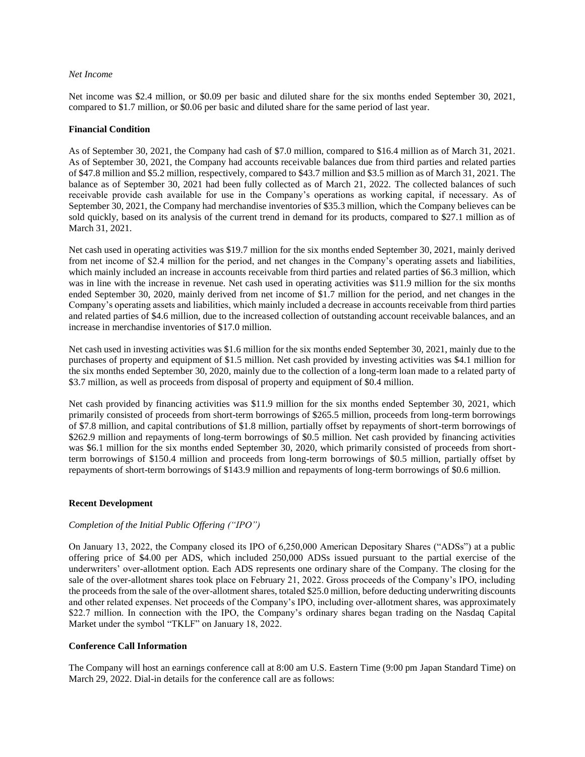*Net Income*

Net income was $2.4 million, or $0.09 per basic and diluted share for the six months ended September 30, 2021, compared to $1.7 million, or $0.06 per basic and diluted share for the same period of last year.

**Financial Condition**

As of September 30, 2021, the Company had cash of $7.0 million, compared to $16.4 million as of March 31, 2021. As of September 30, 2021, the Company had accounts receivable balances due from third parties and related parties of $47.8 million and $5.2 million, respectively, compared to $43.7 million and $3.5 million as of March 31, 2021. The balance as of September 30, 2021 had been fully collected as of March 21, 2022. The collected balances of such receivable provide cash available for use in the Company's operations as working capital, if necessary. As of September 30, 2021, the Company had merchandise inventories of $35.3 million, which the Company believes can be sold quickly, based on its analysis of the current trend in demand for its products, compared to $27.1 million as of March 31, 2021.

Net cash used in operating activities was $19.7 million for the six months ended September 30, 2021, mainly derived from net income of $2.4 million for the period, and net changes in the Company's operating assets and liabilities, which mainly included an increase in accounts receivable from third parties and related parties of $6.3 million, which was in line with the increase in revenue. Net cash used in operating activities was $11.9 million for the six months ended September 30, 2020, mainly derived from net income of $1.7 million for the period, and net changes in the Company's operating assets and liabilities, which mainly included a decrease in accounts receivable from third parties and related parties of $4.6 million, due to the increased collection of outstanding account receivable balances, and an increase in merchandise inventories of $17.0 million.

Net cash used in investing activities was $1.6 million for the six months ended September 30, 2021, mainly due to the purchases of property and equipment of $1.5 million. Net cash provided by investing activities was $4.1 million for the six months ended September 30, 2020, mainly due to the collection of a long-term loan made to a related party of $3.7 million, as well as proceeds from disposal of property and equipment of $0.4 million.

Net cash provided by financing activities was $11.9 million for the six months ended September 30, 2021, which primarily consisted of proceeds from short-term borrowings of $265.5 million, proceeds from long-term borrowings of $7.8 million, and capital contributions of $1.8 million, partially offset by repayments of short-term borrowings of $262.9 million and repayments of long-term borrowings of $0.5 million. Net cash provided by financing activities was $6.1 million for the six months ended September 30, 2020, which primarily consisted of proceeds from short-term borrowings of $150.4 million and proceeds from long-term borrowings of $0.5 million, partially offset by repayments of short-term borrowings of $143.9 million and repayments of long-term borrowings of $0.6 million.

**Recent Development**

*Completion of the Initial Public Offering ("IPO")*

On January 13, 2022, the Company closed its IPO of 6,250,000 American Depositary Shares ("ADSs") at a public offering price of $4.00 per ADS, which included 250,000 ADSs issued pursuant to the partial exercise of the underwriters' over-allotment option. Each ADS represents one ordinary share of the Company. The closing for the sale of the over-allotment shares took place on February 21, 2022. Gross proceeds of the Company's IPO, including the proceeds from the sale of the over-allotment shares, totaled $25.0 million, before deducting underwriting discounts and other related expenses. Net proceeds of the Company's IPO, including over-allotment shares, was approximately $22.7 million. In connection with the IPO, the Company's ordinary shares began trading on the Nasdaq Capital Market under the symbol "TKLF" on January 18, 2022.

**Conference Call Information**

The Company will host an earnings conference call at 8:00 am U.S. Eastern Time (9:00 pm Japan Standard Time) on March 29, 2022. Dial-in details for the conference call are as follows: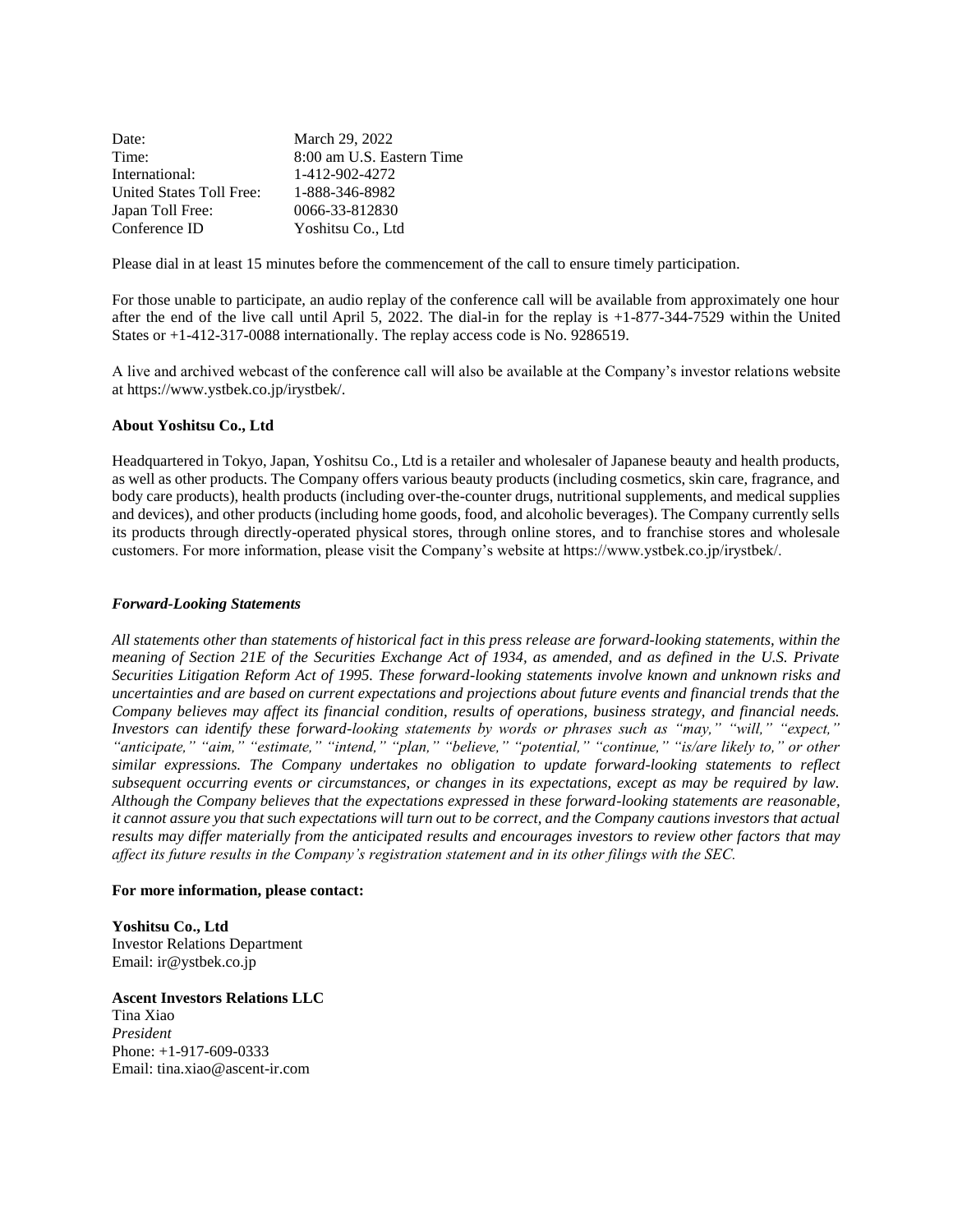| | |
|---|---|
| Date: | March 29, 2022 |
| Time: | 8:00 am U.S. Eastern Time |
| International: | 1-412-902-4272 |
| United States Toll Free: | 1-888-346-8982 |
| Japan Toll Free: | 0066-33-812830 |
| Conference ID | Yoshitsu Co., Ltd |

Please dial in at least 15 minutes before the commencement of the call to ensure timely participation.

For those unable to participate, an audio replay of the conference call will be available from approximately one hour after the end of the live call until April 5, 2022. The dial-in for the replay is +1-877-344-7529 within the United States or +1-412-317-0088 internationally. The replay access code is No. 9286519.

A live and archived webcast of the conference call will also be available at the Company's investor relations website at https://www.ystbek.co.jp/irystbek/.

**About Yoshitsu Co., Ltd**

Headquartered in Tokyo, Japan, Yoshitsu Co., Ltd is a retailer and wholesaler of Japanese beauty and health products, as well as other products. The Company offers various beauty products (including cosmetics, skin care, fragrance, and body care products), health products (including over-the-counter drugs, nutritional supplements, and medical supplies and devices), and other products (including home goods, food, and alcoholic beverages). The Company currently sells its products through directly-operated physical stores, through online stores, and to franchise stores and wholesale customers. For more information, please visit the Company's website at https://www.ystbek.co.jp/irystbek/.

***Forward-Looking Statements***

*All statements other than statements of historical fact in this press release are forward-looking statements, within the meaning of Section 21E of the Securities Exchange Act of 1934, as amended, and as defined in the U.S. Private Securities Litigation Reform Act of 1995. These forward-looking statements involve known and unknown risks and uncertainties and are based on current expectations and projections about future events and financial trends that the Company believes may affect its financial condition, results of operations, business strategy, and financial needs. Investors can identify these forward-looking statements by words or phrases such as "may," "will," "expect," "anticipate," "aim," "estimate," "intend," "plan," "believe," "potential," "continue," "is/are likely to," or other similar expressions. The Company undertakes no obligation to update forward-looking statements to reflect subsequent occurring events or circumstances, or changes in its expectations, except as may be required by law. Although the Company believes that the expectations expressed in these forward-looking statements are reasonable, it cannot assure you that such expectations will turn out to be correct, and the Company cautions investors that actual results may differ materially from the anticipated results and encourages investors to review other factors that may affect its future results in the Company's registration statement and in its other filings with the SEC.*

**For more information, please contact:**

**Yoshitsu Co., Ltd**
Investor Relations Department
Email: ir@ystbek.co.jp

**Ascent Investors Relations LLC**
Tina Xiao
*President*
Phone: +1-917-609-0333
Email: tina.xiao@ascent-ir.com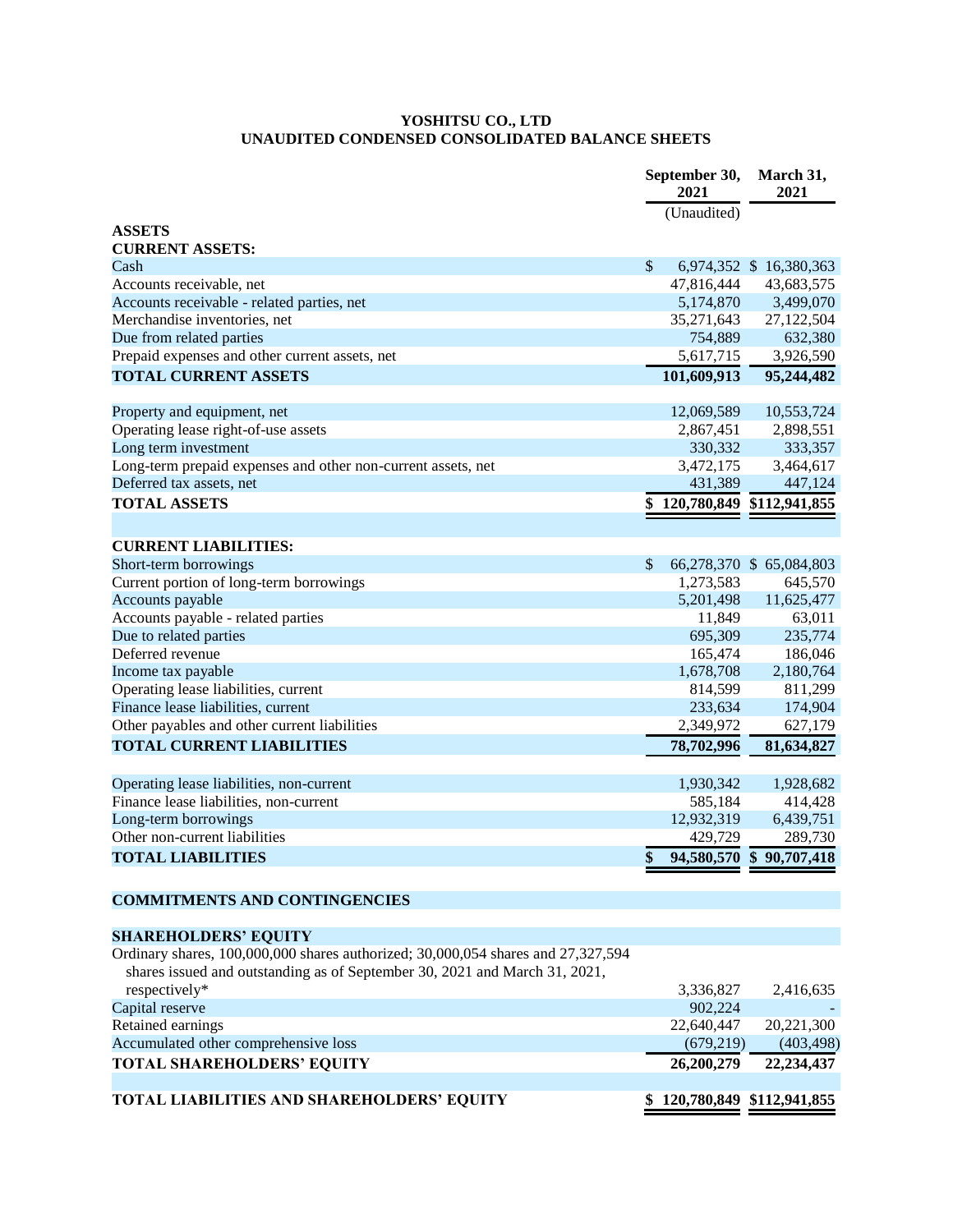**YOSHITSU CO., LTD**
**UNAUDITED CONDENSED CONSOLIDATED BALANCE SHEETS**

| | September 30, 2021 | March 31, 2021 |
|---|---|---|
| | (Unaudited) | |
| **ASSETS** | | |
| **CURRENT ASSETS:** | | |
| Cash | $ 6,974,352 | $ 16,380,363 |
| Accounts receivable, net | 47,816,444 | 43,683,575 |
| Accounts receivable - related parties, net | 5,174,870 | 3,499,070 |
| Merchandise inventories, net | 35,271,643 | 27,122,504 |
| Due from related parties | 754,889 | 632,380 |
| Prepaid expenses and other current assets, net | 5,617,715 | 3,926,590 |
| **TOTAL CURRENT ASSETS** | **101,609,913** | **95,244,482** |
| | | |
| Property and equipment, net | 12,069,589 | 10,553,724 |
| Operating lease right-of-use assets | 2,867,451 | 2,898,551 |
| Long term investment | 330,332 | 333,357 |
| Long-term prepaid expenses and other non-current assets, net | 3,472,175 | 3,464,617 |
| Deferred tax assets, net | 431,389 | 447,124 |
| **TOTAL ASSETS** | **$ 120,780,849** | **$112,941,855** |
| | | |
| **CURRENT LIABILITIES:** | | |
| Short-term borrowings | $ 66,278,370 | $ 65,084,803 |
| Current portion of long-term borrowings | 1,273,583 | 645,570 |
| Accounts payable | 5,201,498 | 11,625,477 |
| Accounts payable - related parties | 11,849 | 63,011 |
| Due to related parties | 695,309 | 235,774 |
| Deferred revenue | 165,474 | 186,046 |
| Income tax payable | 1,678,708 | 2,180,764 |
| Operating lease liabilities, current | 814,599 | 811,299 |
| Finance lease liabilities, current | 233,634 | 174,904 |
| Other payables and other current liabilities | 2,349,972 | 627,179 |
| **TOTAL CURRENT LIABILITIES** | **78,702,996** | **81,634,827** |
| | | |
| Operating lease liabilities, non-current | 1,930,342 | 1,928,682 |
| Finance lease liabilities, non-current | 585,184 | 414,428 |
| Long-term borrowings | 12,932,319 | 6,439,751 |
| Other non-current liabilities | 429,729 | 289,730 |
| **TOTAL LIABILITIES** | **$ 94,580,570** | **$ 90,707,418** |
| | | |
| **COMMITMENTS AND CONTINGENCIES** | | |
| | | |
| **SHAREHOLDERS' EQUITY** | | |
| Ordinary shares, 100,000,000 shares authorized; 30,000,054 shares and 27,327,594 shares issued and outstanding as of September 30, 2021 and March 31, 2021, respectively* | 3,336,827 | 2,416,635 |
| Capital reserve | 902,224 | - |
| Retained earnings | 22,640,447 | 20,221,300 |
| Accumulated other comprehensive loss | (679,219) | (403,498) |
| **TOTAL SHAREHOLDERS' EQUITY** | **26,200,279** | **22,234,437** |
| | | |
| **TOTAL LIABILITIES AND SHAREHOLDERS' EQUITY** | **$ 120,780,849** | **$112,941,855** |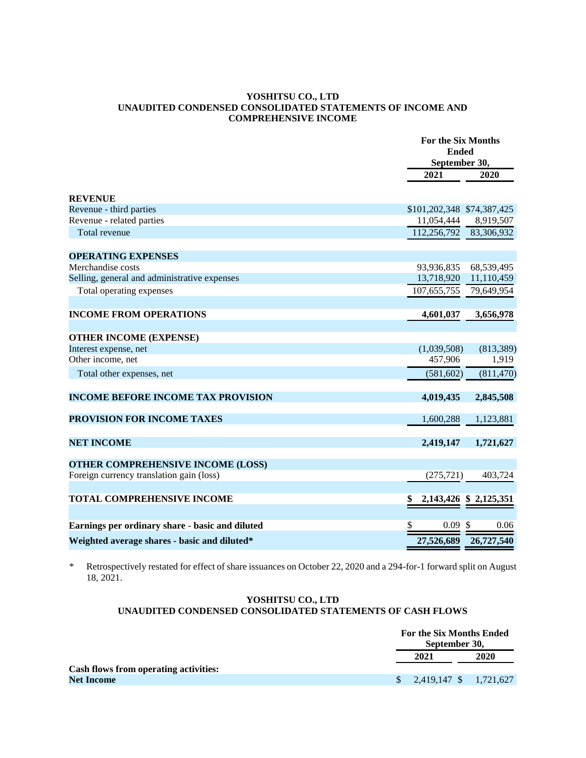**YOSHITSU CO., LTD**
**UNAUDITED CONDENSED CONSOLIDATED STATEMENTS OF INCOME AND COMPREHENSIVE INCOME**

| | For the Six Months Ended September 30, | |
|---|---|---|
| | 2021 | 2020 |
| **REVENUE** | | |
| Revenue - third parties | $101,202,348 | $74,387,425 |
| Revenue - related parties | 11,054,444 | 8,919,507 |
| Total revenue | 112,256,792 | 83,306,932 |
| **OPERATING EXPENSES** | | |
| Merchandise costs | 93,936,835 | 68,539,495 |
| Selling, general and administrative expenses | 13,718,920 | 11,110,459 |
| Total operating expenses | 107,655,755 | 79,649,954 |
| **INCOME FROM OPERATIONS** | **4,601,037** | **3,656,978** |
| **OTHER INCOME (EXPENSE)** | | |
| Interest expense, net | (1,039,508) | (813,389) |
| Other income, net | 457,906 | 1,919 |
| Total other expenses, net | (581,602) | (811,470) |
| **INCOME BEFORE INCOME TAX PROVISION** | **4,019,435** | **2,845,508** |
| **PROVISION FOR INCOME TAXES** | 1,600,288 | 1,123,881 |
| **NET INCOME** | **2,419,147** | **1,721,627** |
| **OTHER COMPREHENSIVE INCOME (LOSS)** | | |
| Foreign currency translation gain (loss) | (275,721) | 403,724 |
| **TOTAL COMPREHENSIVE INCOME** | **$ 2,143,426** | **$ 2,125,351** |
| **Earnings per ordinary share - basic and diluted** | $ 0.09 | $ 0.06 |
| **Weighted average shares - basic and diluted*** | **27,526,689** | **26,727,540** |

\* Retrospectively restated for effect of share issuances on October 22, 2020 and a 294-for-1 forward split on August 18, 2021.

**YOSHITSU CO., LTD**
**UNAUDITED CONDENSED CONSOLIDATED STATEMENTS OF CASH FLOWS**

| | For the Six Months Ended September 30, | |
|---|---|---|
| | 2021 | 2020 |
| **Cash flows from operating activities:** | | |
| **Net Income** | $ 2,419,147 | $ 1,721,627 |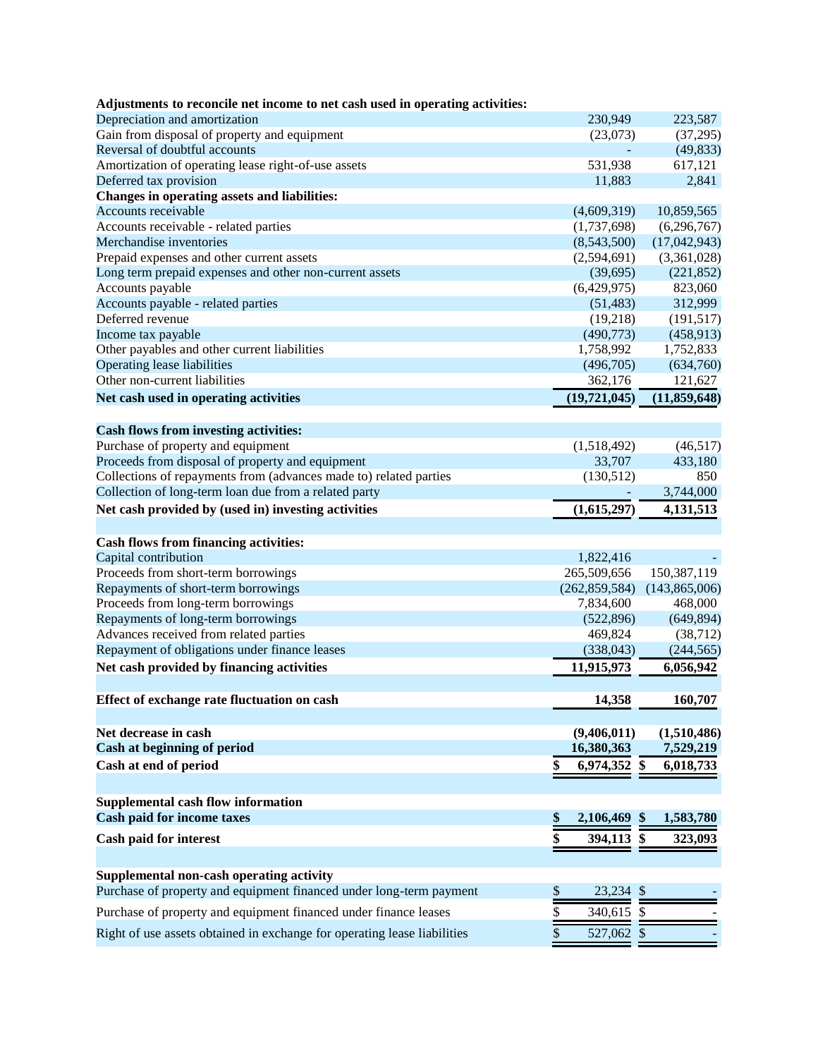| | | |
|---|---|---|
| **Adjustments to reconcile net income to net cash used in operating activities:** | | |
| Depreciation and amortization | 230,949 | 223,587 |
| Gain from disposal of property and equipment | (23,073) | (37,295) |
| Reversal of doubtful accounts | - | (49,833) |
| Amortization of operating lease right-of-use assets | 531,938 | 617,121 |
| Deferred tax provision | 11,883 | 2,841 |
| **Changes in operating assets and liabilities:** | | |
| Accounts receivable | (4,609,319) | 10,859,565 |
| Accounts receivable - related parties | (1,737,698) | (6,296,767) |
| Merchandise inventories | (8,543,500) | (17,042,943) |
| Prepaid expenses and other current assets | (2,594,691) | (3,361,028) |
| Long term prepaid expenses and other non-current assets | (39,695) | (221,852) |
| Accounts payable | (6,429,975) | 823,060 |
| Accounts payable - related parties | (51,483) | 312,999 |
| Deferred revenue | (19,218) | (191,517) |
| Income tax payable | (490,773) | (458,913) |
| Other payables and other current liabilities | 1,758,992 | 1,752,833 |
| Operating lease liabilities | (496,705) | (634,760) |
| Other non-current liabilities | 362,176 | 121,627 |
| **Net cash used in operating activities** | **(19,721,045)** | **(11,859,648)** |
| | | |
| **Cash flows from investing activities:** | | |
| Purchase of property and equipment | (1,518,492) | (46,517) |
| Proceeds from disposal of property and equipment | 33,707 | 433,180 |
| Collections of repayments from (advances made to) related parties | (130,512) | 850 |
| Collection of long-term loan due from a related party | - | 3,744,000 |
| **Net cash provided by (used in) investing activities** | **(1,615,297)** | **4,131,513** |
| | | |
| **Cash flows from financing activities:** | | |
| Capital contribution | 1,822,416 | - |
| Proceeds from short-term borrowings | 265,509,656 | 150,387,119 |
| Repayments of short-term borrowings | (262,859,584) | (143,865,006) |
| Proceeds from long-term borrowings | 7,834,600 | 468,000 |
| Repayments of long-term borrowings | (522,896) | (649,894) |
| Advances received from related parties | 469,824 | (38,712) |
| Repayment of obligations under finance leases | (338,043) | (244,565) |
| **Net cash provided by financing activities** | **11,915,973** | **6,056,942** |
| | | |
| **Effect of exchange rate fluctuation on cash** | **14,358** | **160,707** |
| | | |
| **Net decrease in cash** | **(9,406,011)** | **(1,510,486)** |
| **Cash at beginning of period** | **16,380,363** | **7,529,219** |
| **Cash at end of period** | **$ 6,974,352** | **$ 6,018,733** |
| | | |
| **Supplemental cash flow information** | | |
| **Cash paid for income taxes** | **$ 2,106,469** | **$ 1,583,780** |
| **Cash paid for interest** | **$ 394,113** | **$ 323,093** |
| | | |
| **Supplemental non-cash operating activity** | | |
| Purchase of property and equipment financed under long-term payment | $ 23,234 | $ - |
| Purchase of property and equipment financed under finance leases | $ 340,615 | $ - |
| Right of use assets obtained in exchange for operating lease liabilities | $ 527,062 | $ - |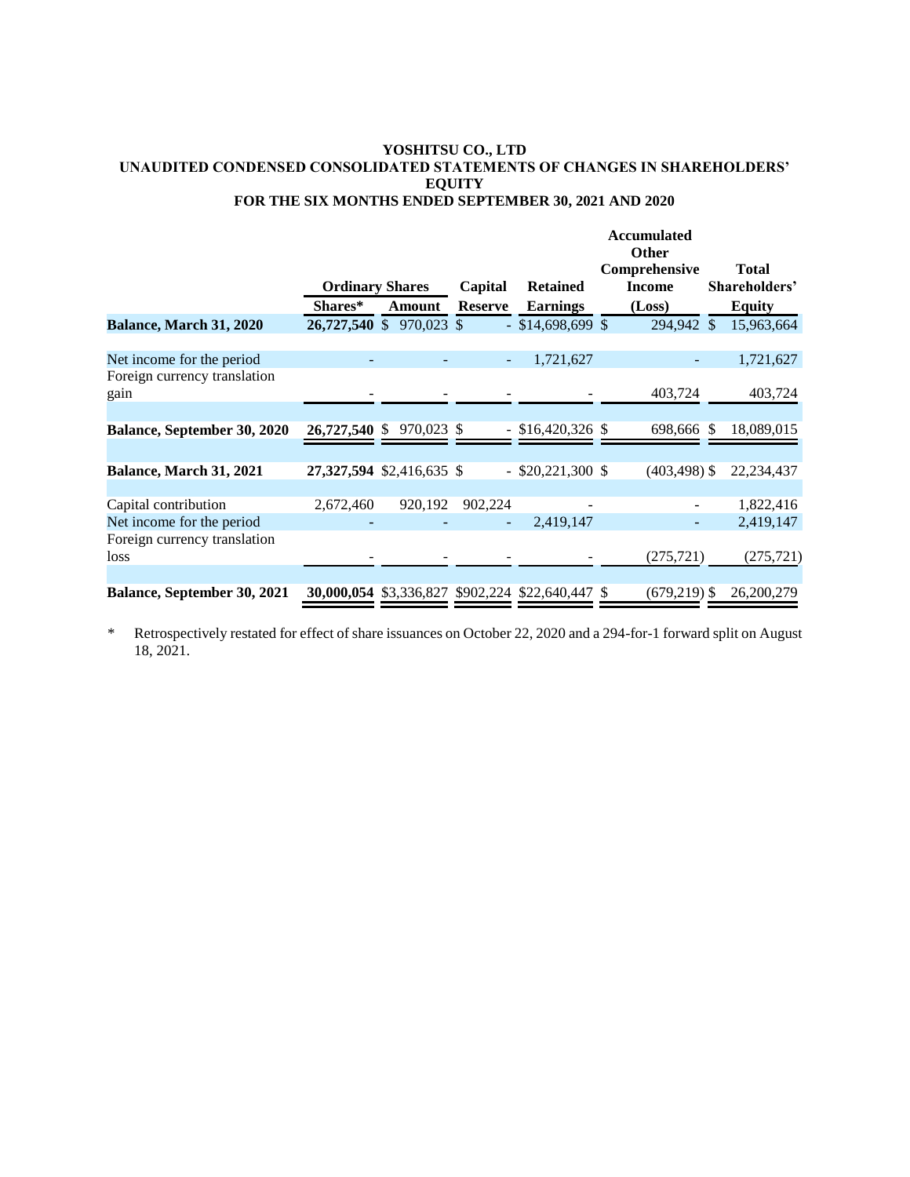## YOSHITSU CO., LTD
## UNAUDITED CONDENSED CONSOLIDATED STATEMENTS OF CHANGES IN SHAREHOLDERS' EQUITY
## FOR THE SIX MONTHS ENDED SEPTEMBER 30, 2021 AND 2020

| | Ordinary Shares | | Capital | Retained | Accumulated Other Comprehensive Income | Total Shareholders' |
|---|---|---|---|---|---|---|
| | Shares* | Amount | Reserve | Earnings | (Loss) | Equity |
| **Balance, March 31, 2020** | **26,727,540** | $ 970,023 | $ - | $14,698,699 | $ 294,942 | $ 15,963,664 |
| Net income for the period | - | - | - | 1,721,627 | - | 1,721,627 |
| Foreign currency translation gain | - | - | - | - | 403,724 | 403,724 |
| **Balance, September 30, 2020** | **26,727,540** | $ 970,023 | $ - | $16,420,326 | $ 698,666 | $ 18,089,015 |
| **Balance, March 31, 2021** | **27,327,594** | $2,416,635 | $ - | $20,221,300 | $ (403,498) | $ 22,234,437 |
| Capital contribution | 2,672,460 | 920,192 | 902,224 | - | - | 1,822,416 |
| Net income for the period | - | - | - | 2,419,147 | - | 2,419,147 |
| Foreign currency translation loss | - | - | - | - | (275,721) | (275,721) |
| **Balance, September 30, 2021** | **30,000,054** | $3,336,827 | $902,224 | $22,640,447 | $ (679,219) | $ 26,200,279 |

\* Retrospectively restated for effect of share issuances on October 22, 2020 and a 294-for-1 forward split on August 18, 2021.